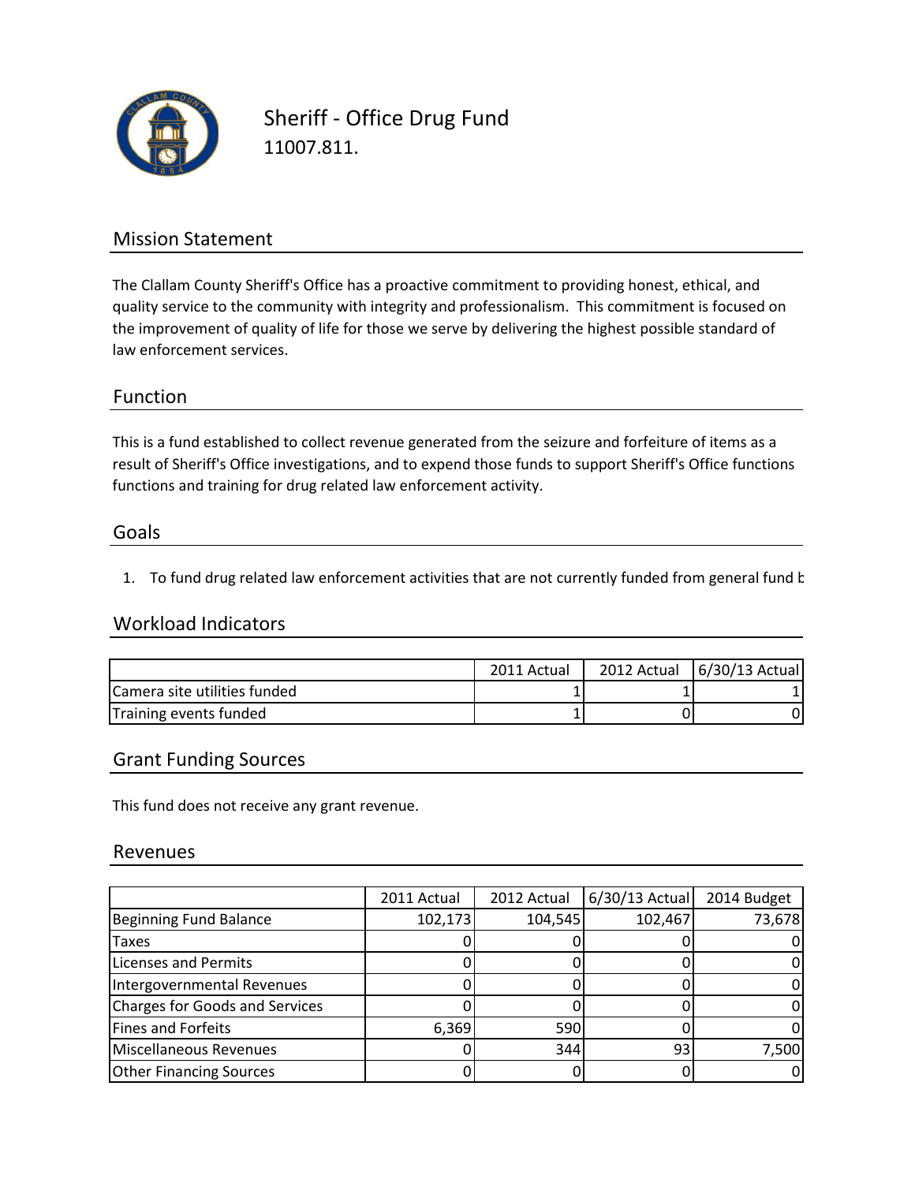# Sheriff - Office Drug Fund

11007.811.

## Mission Statement

The Clallam County Sheriff's Office has a proactive commitment to providing honest, ethical, and quality service to the community with integrity and professionalism. This commitment is focused on the improvement of quality of life for those we serve by delivering the highest possible standard of law enforcement services.

## Function

This is a fund established to collect revenue generated from the seizure and forfeiture of items as a result of Sheriff's Office investigations, and to expend those funds to support Sheriff's Office functions functions and training for drug related law enforcement activity.

## Goals

1. To fund drug related law enforcement activities that are not currently funded from general fund b

## Workload Indicators

| | 2011 Actual | 2012 Actual | 6/30/13 Actual |
|---|---|---|---|
| Camera site utilities funded | 1 | 1 | 1 |
| Training events funded | 1 | 0 | 0 |

## Grant Funding Sources

This fund does not receive any grant revenue.

## Revenues

| | 2011 Actual | 2012 Actual | 6/30/13 Actual | 2014 Budget |
|---|---|---|---|---|
| Beginning Fund Balance | 102,173 | 104,545 | 102,467 | 73,678 |
| Taxes | 0 | 0 | 0 | 0 |
| Licenses and Permits | 0 | 0 | 0 | 0 |
| Intergovernmental Revenues | 0 | 0 | 0 | 0 |
| Charges for Goods and Services | 0 | 0 | 0 | 0 |
| Fines and Forfeits | 6,369 | 590 | 0 | 0 |
| Miscellaneous Revenues | 0 | 344 | 93 | 7,500 |
| Other Financing Sources | 0 | 0 | 0 | 0 |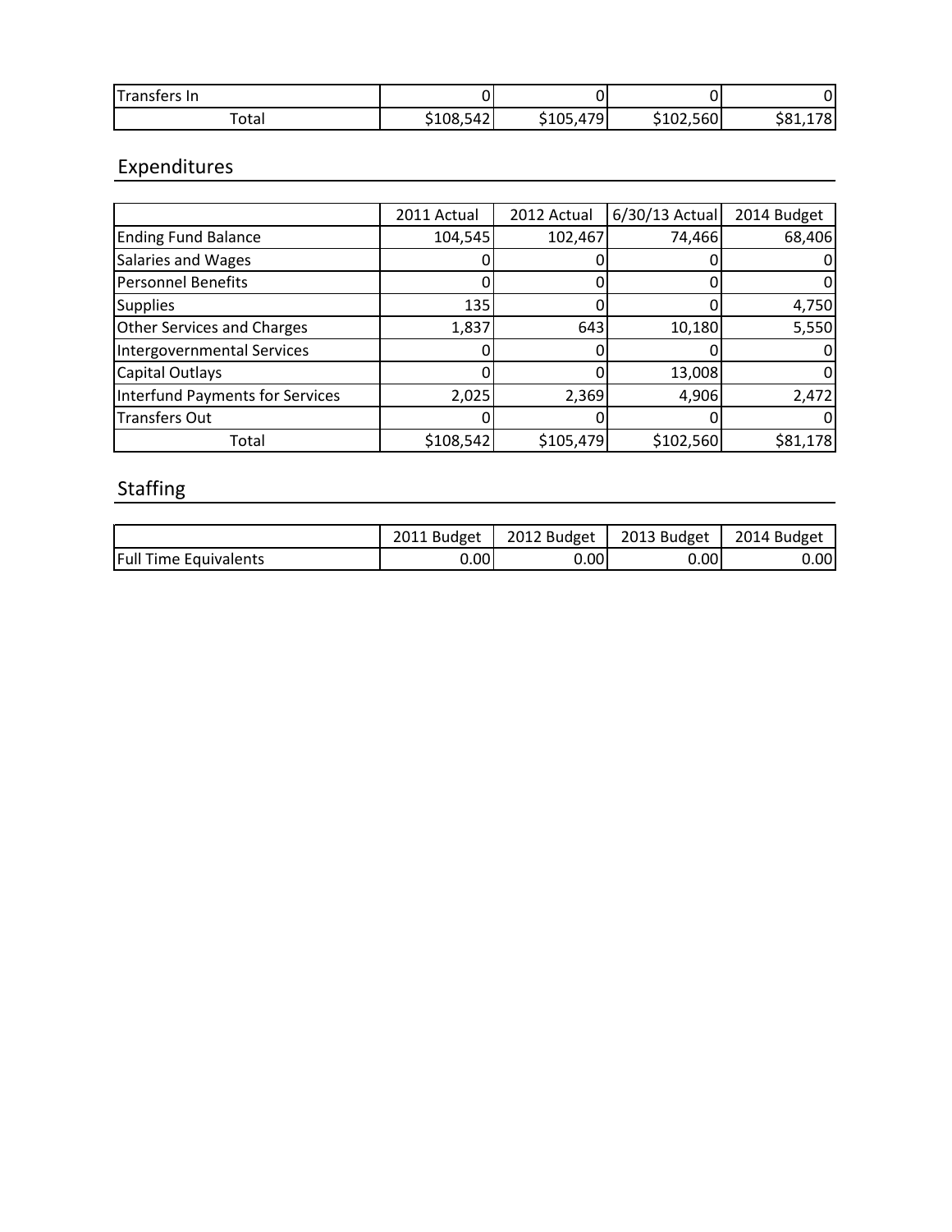| | | | | |
|---|---|---|---|---|
| Transfers In | 0 | 0 | 0 | 0 |
| Total | $108,542 | $105,479 | $102,560 | $81,178 |

## Expenditures

| | 2011 Actual | 2012 Actual | 6/30/13 Actual | 2014 Budget |
|---|---|---|---|---|
| Ending Fund Balance | 104,545 | 102,467 | 74,466 | 68,406 |
| Salaries and Wages | 0 | 0 | 0 | 0 |
| Personnel Benefits | 0 | 0 | 0 | 0 |
| Supplies | 135 | 0 | 0 | 4,750 |
| Other Services and Charges | 1,837 | 643 | 10,180 | 5,550 |
| Intergovernmental Services | 0 | 0 | 0 | 0 |
| Capital Outlays | 0 | 0 | 13,008 | 0 |
| Interfund Payments for Services | 2,025 | 2,369 | 4,906 | 2,472 |
| Transfers Out | 0 | 0 | 0 | 0 |
| Total | $108,542 | $105,479 | $102,560 | $81,178 |

## Staffing

| | 2011 Budget | 2012 Budget | 2013 Budget | 2014 Budget |
|---|---|---|---|---|
| Full Time Equivalents | 0.00 | 0.00 | 0.00 | 0.00 |